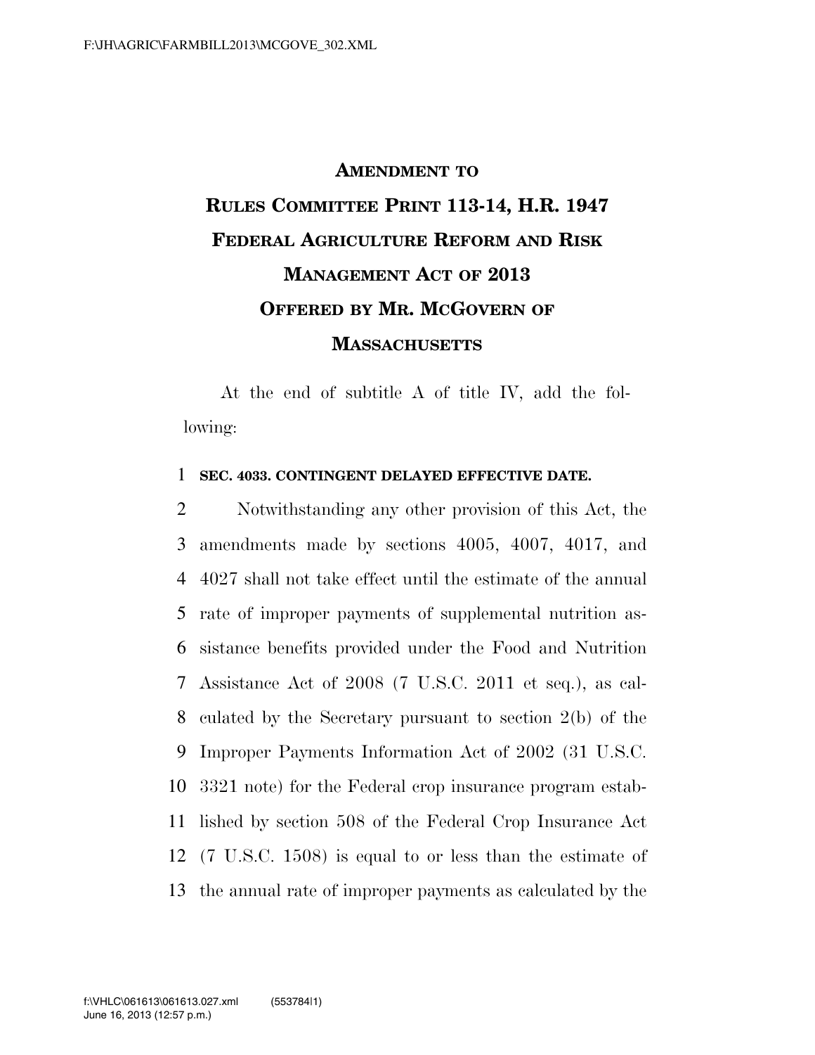# Amendment to Rules Committee Print 113-14, H.R. 1947 Federal Agriculture Reform and Risk Management Act of 2013 Offered by Mr. McGovern of Massachusetts

At the end of subtitle A of title IV, add the following:

**SEC. 4033. CONTINGENT DELAYED EFFECTIVE DATE.**

Notwithstanding any other provision of this Act, the amendments made by sections 4005, 4007, 4017, and 4027 shall not take effect until the estimate of the annual rate of improper payments of supplemental nutrition assistance benefits provided under the Food and Nutrition Assistance Act of 2008 (7 U.S.C. 2011 et seq.), as calculated by the Secretary pursuant to section 2(b) of the Improper Payments Information Act of 2002 (31 U.S.C. 3321 note) for the Federal crop insurance program established by section 508 of the Federal Crop Insurance Act (7 U.S.C. 1508) is equal to or less than the estimate of the annual rate of improper payments as calculated by the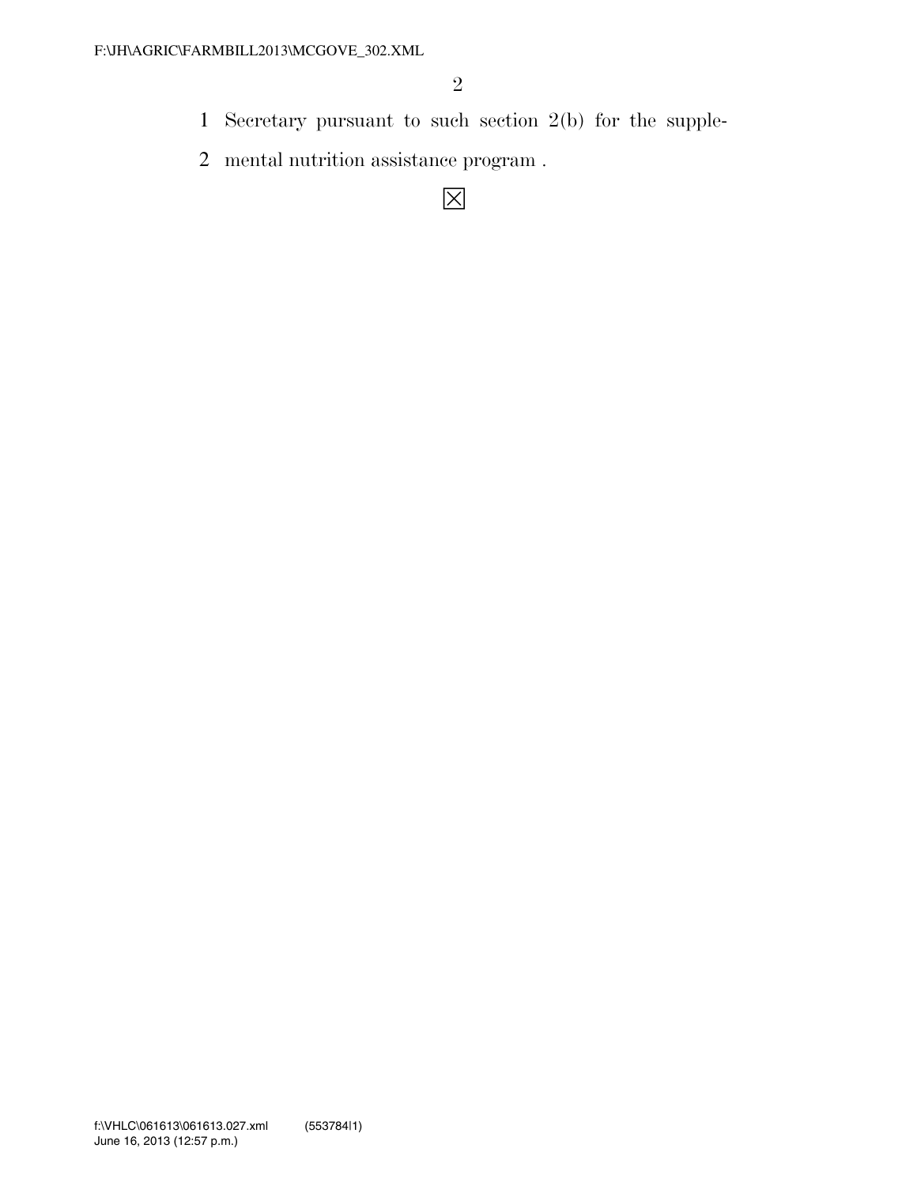Secretary pursuant to such section 2(b) for the supplemental nutrition assistance program .

☒